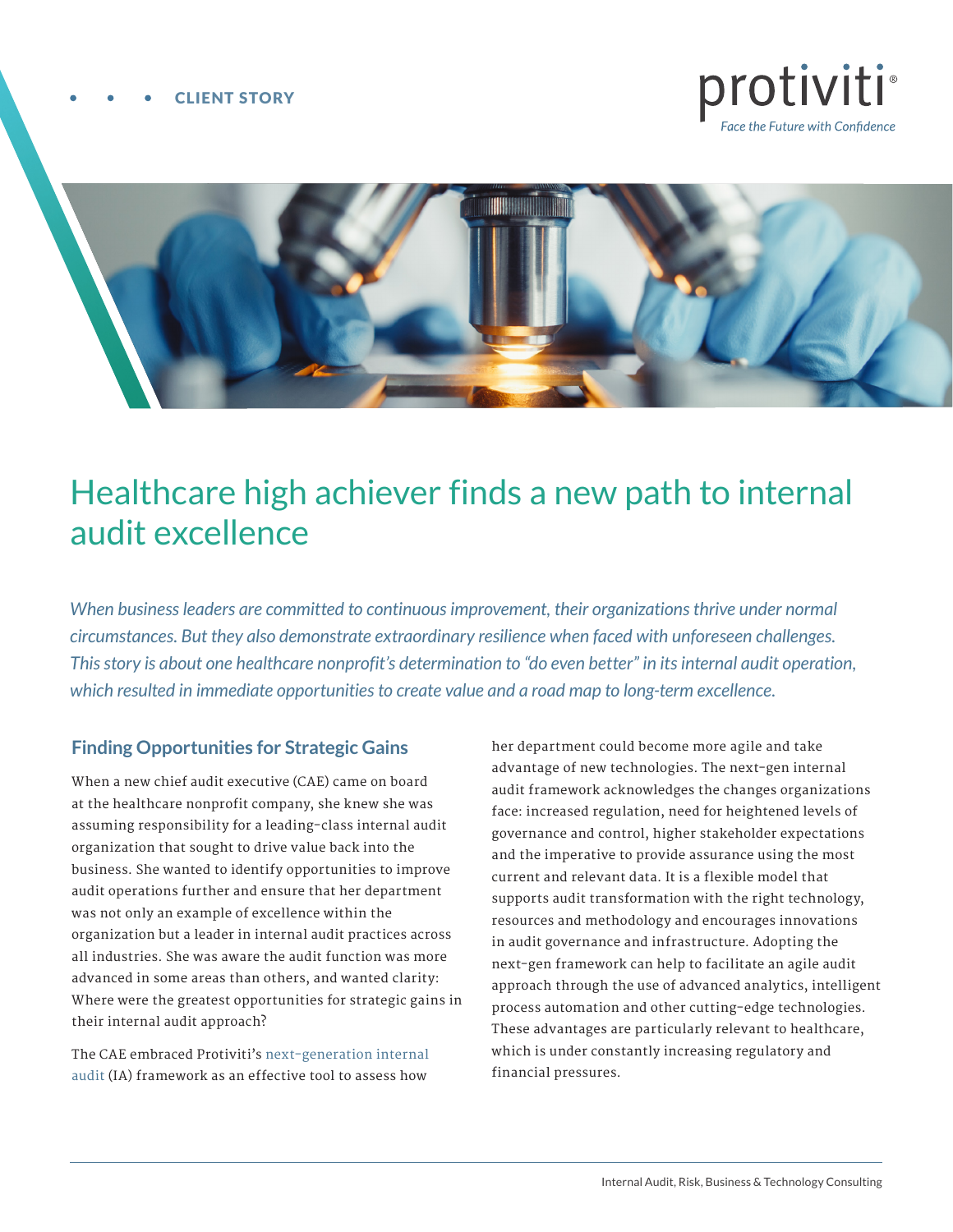CLIENT STORY

# Healthcare high achiever finds a new path to internal audit excellence

*When business leaders are committed to continuous improvement, their organizations thrive under normal circumstances. But they also demonstrate extraordinary resilience when faced with unforeseen challenges. This story is about one healthcare nonprofit's determination to "do even better" in its internal audit operation, which resulted in immediate opportunities to create value and a road map to long-term excellence.*

## Finding Opportunities for Strategic Gains

When a new chief audit executive (CAE) came on board at the healthcare nonprofit company, she knew she was assuming responsibility for a leading-class internal audit organization that sought to drive value back into the business. She wanted to identify opportunities to improve audit operations further and ensure that her department was not only an example of excellence within the organization but a leader in internal audit practices across all industries. She was aware the audit function was more advanced in some areas than others, and wanted clarity: Where were the greatest opportunities for strategic gains in their internal audit approach?

The CAE embraced Protiviti's next-generation internal audit (IA) framework as an effective tool to assess how her department could become more agile and take advantage of new technologies. The next-gen internal audit framework acknowledges the changes organizations face: increased regulation, need for heightened levels of governance and control, higher stakeholder expectations and the imperative to provide assurance using the most current and relevant data. It is a flexible model that supports audit transformation with the right technology, resources and methodology and encourages innovations in audit governance and infrastructure. Adopting the next-gen framework can help to facilitate an agile audit approach through the use of advanced analytics, intelligent process automation and other cutting-edge technologies. These advantages are particularly relevant to healthcare, which is under constantly increasing regulatory and financial pressures.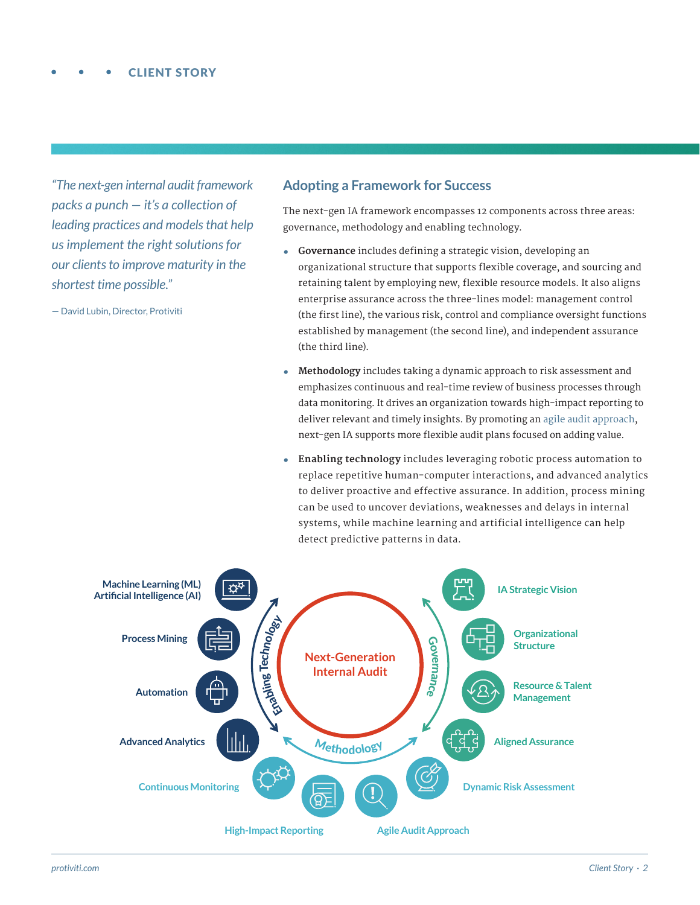> *"The next-gen internal audit framework packs a punch — it's a collection of leading practices and models that help us implement the right solutions for our clients to improve maturity in the shortest time possible."*
>
> — David Lubin, Director, Protiviti

## Adopting a Framework for Success

The next-gen IA framework encompasses 12 components across three areas: governance, methodology and enabling technology.

- **Governance** includes defining a strategic vision, developing an organizational structure that supports flexible coverage, and sourcing and retaining talent by employing new, flexible resource models. It also aligns enterprise assurance across the three-lines model: management control (the first line), the various risk, control and compliance oversight functions established by management (the second line), and independent assurance (the third line).
- **Methodology** includes taking a dynamic approach to risk assessment and emphasizes continuous and real-time review of business processes through data monitoring. It drives an organization towards high-impact reporting to deliver relevant and timely insights. By promoting an agile audit approach, next-gen IA supports more flexible audit plans focused on adding value.
- **Enabling technology** includes leveraging robotic process automation to replace repetitive human-computer interactions, and advanced analytics to deliver proactive and effective assurance. In addition, process mining can be used to uncover deviations, weaknesses and delays in internal systems, while machine learning and artificial intelligence can help detect predictive patterns in data.

**Next-Generation Internal Audit**

**Enabling Technology**
- Machine Learning (ML) Artificial Intelligence (AI)
- Process Mining
- Automation
- Advanced Analytics

**Governance**
- IA Strategic Vision
- Organizational Structure
- Resource & Talent Management
- Aligned Assurance

**Methodology**
- Dynamic Risk Assessment
- Agile Audit Approach
- High-Impact Reporting
- Continuous Monitoring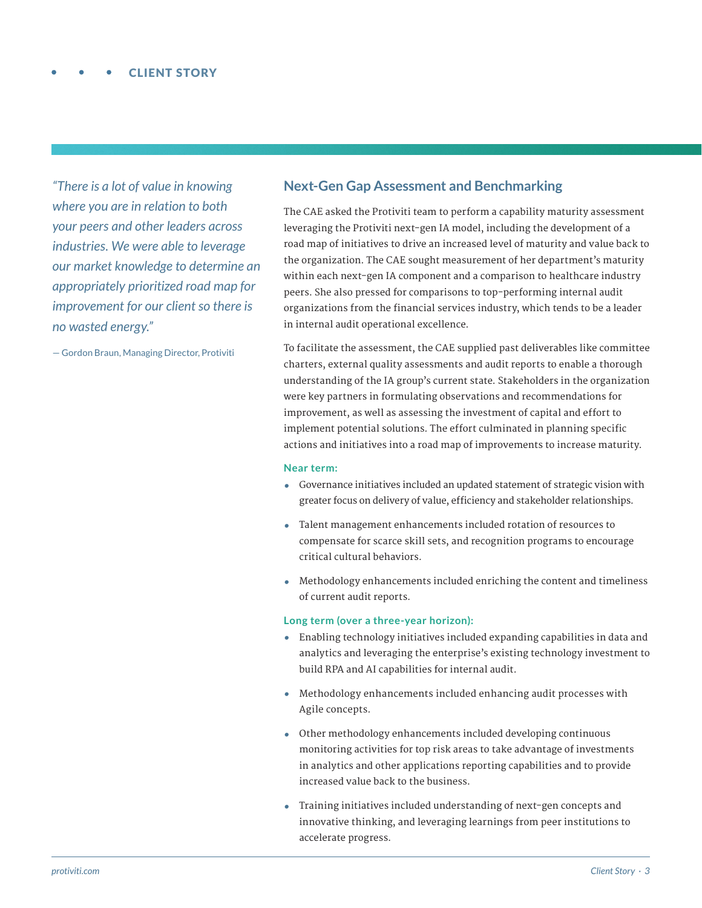*"There is a lot of value in knowing where you are in relation to both your peers and other leaders across industries. We were able to leverage our market knowledge to determine an appropriately prioritized road map for improvement for our client so there is no wasted energy."*

— Gordon Braun, Managing Director, Protiviti

## Next-Gen Gap Assessment and Benchmarking

The CAE asked the Protiviti team to perform a capability maturity assessment leveraging the Protiviti next-gen IA model, including the development of a road map of initiatives to drive an increased level of maturity and value back to the organization. The CAE sought measurement of her department's maturity within each next-gen IA component and a comparison to healthcare industry peers. She also pressed for comparisons to top-performing internal audit organizations from the financial services industry, which tends to be a leader in internal audit operational excellence.

To facilitate the assessment, the CAE supplied past deliverables like committee charters, external quality assessments and audit reports to enable a thorough understanding of the IA group's current state. Stakeholders in the organization were key partners in formulating observations and recommendations for improvement, as well as assessing the investment of capital and effort to implement potential solutions. The effort culminated in planning specific actions and initiatives into a road map of improvements to increase maturity.

**Near term:**

- Governance initiatives included an updated statement of strategic vision with greater focus on delivery of value, efficiency and stakeholder relationships.
- Talent management enhancements included rotation of resources to compensate for scarce skill sets, and recognition programs to encourage critical cultural behaviors.
- Methodology enhancements included enriching the content and timeliness of current audit reports.

**Long term (over a three-year horizon):**

- Enabling technology initiatives included expanding capabilities in data and analytics and leveraging the enterprise's existing technology investment to build RPA and AI capabilities for internal audit.
- Methodology enhancements included enhancing audit processes with Agile concepts.
- Other methodology enhancements included developing continuous monitoring activities for top risk areas to take advantage of investments in analytics and other applications reporting capabilities and to provide increased value back to the business.
- Training initiatives included understanding of next-gen concepts and innovative thinking, and leveraging learnings from peer institutions to accelerate progress.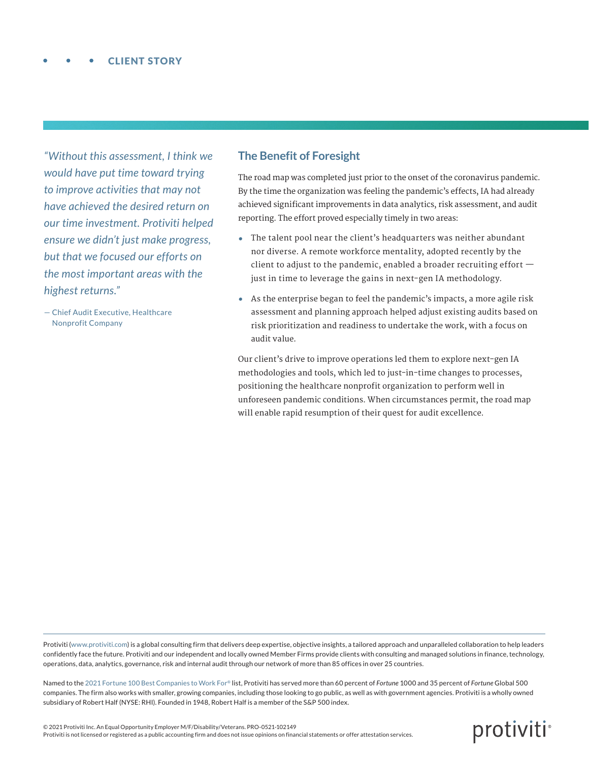CLIENT STORY

*"Without this assessment, I think we would have put time toward trying to improve activities that may not have achieved the desired return on our time investment. Protiviti helped ensure we didn't just make progress, but that we focused our efforts on the most important areas with the highest returns."*

— Chief Audit Executive, Healthcare Nonprofit Company

## The Benefit of Foresight

The road map was completed just prior to the onset of the coronavirus pandemic. By the time the organization was feeling the pandemic's effects, IA had already achieved significant improvements in data analytics, risk assessment, and audit reporting. The effort proved especially timely in two areas:

- The talent pool near the client's headquarters was neither abundant nor diverse. A remote workforce mentality, adopted recently by the client to adjust to the pandemic, enabled a broader recruiting effort — just in time to leverage the gains in next-gen IA methodology.
- As the enterprise began to feel the pandemic's impacts, a more agile risk assessment and planning approach helped adjust existing audits based on risk prioritization and readiness to undertake the work, with a focus on audit value.

Our client's drive to improve operations led them to explore next-gen IA methodologies and tools, which led to just-in-time changes to processes, positioning the healthcare nonprofit organization to perform well in unforeseen pandemic conditions. When circumstances permit, the road map will enable rapid resumption of their quest for audit excellence.

---

Protiviti (www.protiviti.com) is a global consulting firm that delivers deep expertise, objective insights, a tailored approach and unparalleled collaboration to help leaders confidently face the future. Protiviti and our independent and locally owned Member Firms provide clients with consulting and managed solutions in finance, technology, operations, data, analytics, governance, risk and internal audit through our network of more than 85 offices in over 25 countries.

Named to the 2021 Fortune 100 Best Companies to Work For® list, Protiviti has served more than 60 percent of *Fortune* 1000 and 35 percent of *Fortune* Global 500 companies. The firm also works with smaller, growing companies, including those looking to go public, as well as with government agencies. Protiviti is a wholly owned subsidiary of Robert Half (NYSE: RHI). Founded in 1948, Robert Half is a member of the S&P 500 index.

© 2021 Protiviti Inc. An Equal Opportunity Employer M/F/Disability/Veterans. PRO-0521-102149
Protiviti is not licensed or registered as a public accounting firm and does not issue opinions on financial statements or offer attestation services.

protiviti®